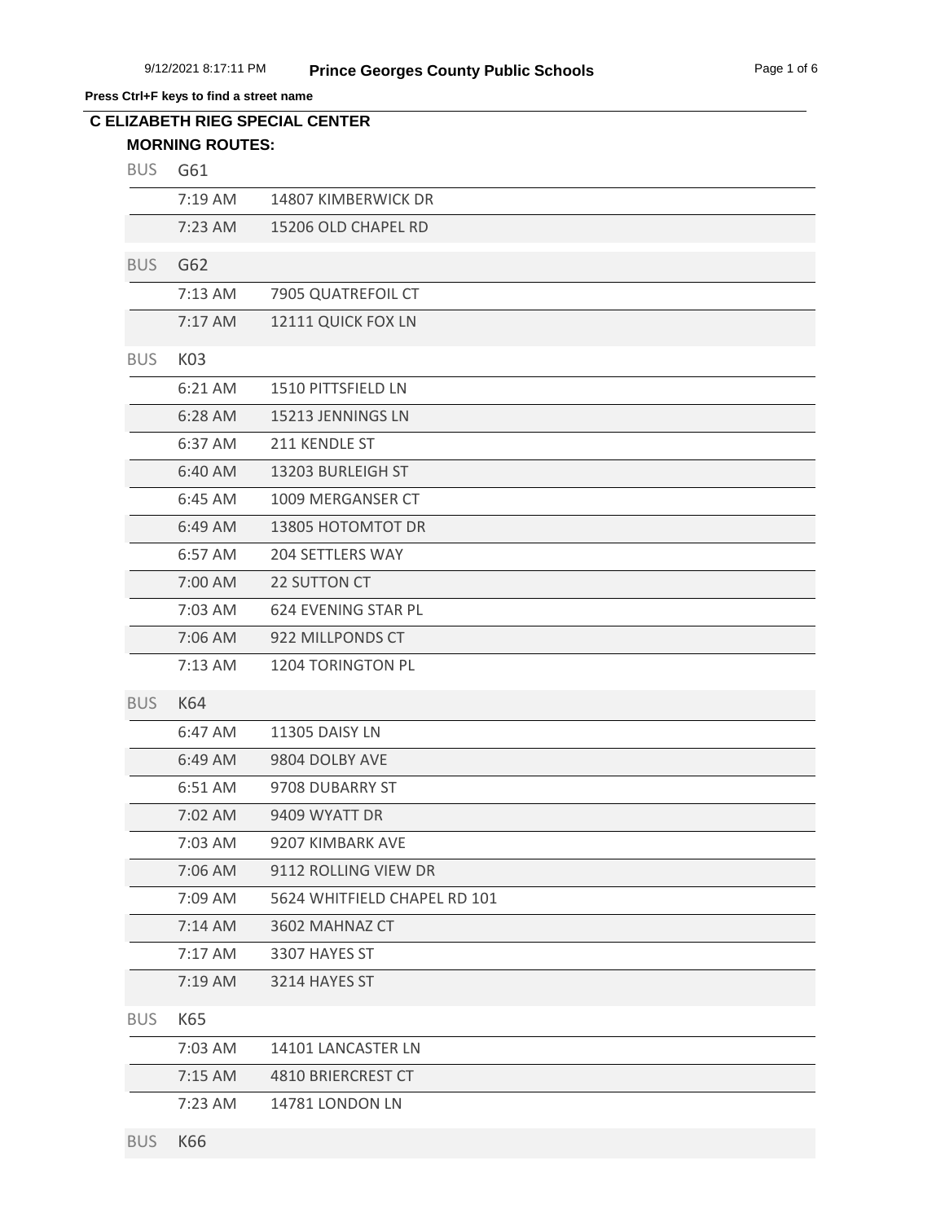**Press Ctrl+F keys to find a street name**

## C ELIZABETH RIEG SPECIAL CENTER

### MORNING ROUTES:

**BUS G61**

| Time | Address |
|---|---|
| 7:19 AM | 14807 KIMBERWICK DR |
| 7:23 AM | 15206 OLD CHAPEL RD |

**BUS G62**

| Time | Address |
|---|---|
| 7:13 AM | 7905 QUATREFOIL CT |
| 7:17 AM | 12111 QUICK FOX LN |

**BUS K03**

| Time | Address |
|---|---|
| 6:21 AM | 1510 PITTSFIELD LN |
| 6:28 AM | 15213 JENNINGS LN |
| 6:37 AM | 211 KENDLE ST |
| 6:40 AM | 13203 BURLEIGH ST |
| 6:45 AM | 1009 MERGANSER CT |
| 6:49 AM | 13805 HOTOMTOT DR |
| 6:57 AM | 204 SETTLERS WAY |
| 7:00 AM | 22 SUTTON CT |
| 7:03 AM | 624 EVENING STAR PL |
| 7:06 AM | 922 MILLPONDS CT |
| 7:13 AM | 1204 TORINGTON PL |

**BUS K64**

| Time | Address |
|---|---|
| 6:47 AM | 11305 DAISY LN |
| 6:49 AM | 9804 DOLBY AVE |
| 6:51 AM | 9708 DUBARRY ST |
| 7:02 AM | 9409 WYATT DR |
| 7:03 AM | 9207 KIMBARK AVE |
| 7:06 AM | 9112 ROLLING VIEW DR |
| 7:09 AM | 5624 WHITFIELD CHAPEL RD 101 |
| 7:14 AM | 3602 MAHNAZ CT |
| 7:17 AM | 3307 HAYES ST |
| 7:19 AM | 3214 HAYES ST |

**BUS K65**

| Time | Address |
|---|---|
| 7:03 AM | 14101 LANCASTER LN |
| 7:15 AM | 4810 BRIERCREST CT |
| 7:23 AM | 14781 LONDON LN |

**BUS K66**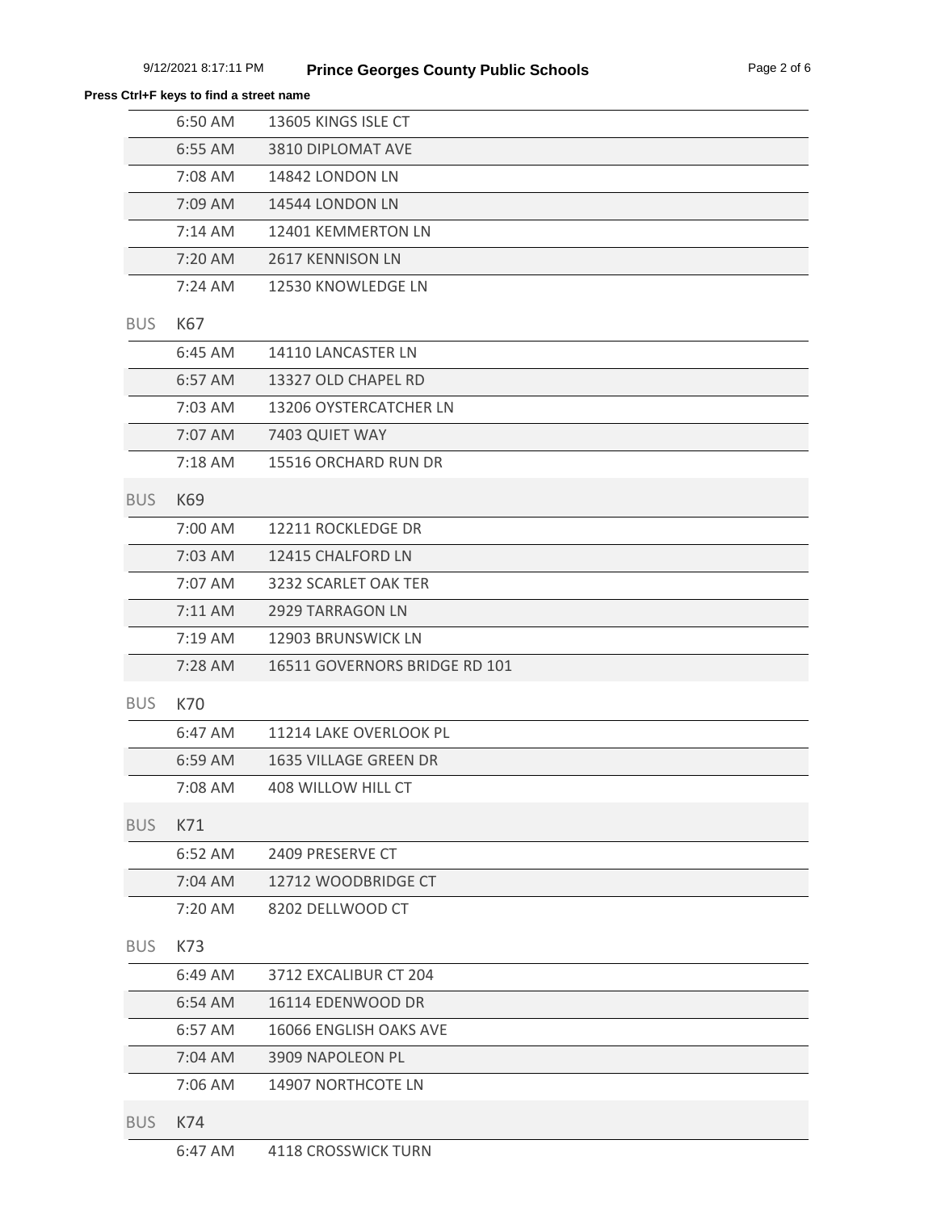**Press Ctrl+F keys to find a street name**

| | |
|---|---|
| 6:50 AM | 13605 KINGS ISLE CT |
| 6:55 AM | 3810 DIPLOMAT AVE |
| 7:08 AM | 14842 LONDON LN |
| 7:09 AM | 14544 LONDON LN |
| 7:14 AM | 12401 KEMMERTON LN |
| 7:20 AM | 2617 KENNISON LN |
| 7:24 AM | 12530 KNOWLEDGE LN |

BUS K67

| | |
|---|---|
| 6:45 AM | 14110 LANCASTER LN |
| 6:57 AM | 13327 OLD CHAPEL RD |
| 7:03 AM | 13206 OYSTERCATCHER LN |
| 7:07 AM | 7403 QUIET WAY |
| 7:18 AM | 15516 ORCHARD RUN DR |

BUS K69

| | |
|---|---|
| 7:00 AM | 12211 ROCKLEDGE DR |
| 7:03 AM | 12415 CHALFORD LN |
| 7:07 AM | 3232 SCARLET OAK TER |
| 7:11 AM | 2929 TARRAGON LN |
| 7:19 AM | 12903 BRUNSWICK LN |
| 7:28 AM | 16511 GOVERNORS BRIDGE RD 101 |

BUS K70

| | |
|---|---|
| 6:47 AM | 11214 LAKE OVERLOOK PL |
| 6:59 AM | 1635 VILLAGE GREEN DR |
| 7:08 AM | 408 WILLOW HILL CT |

BUS K71

| | |
|---|---|
| 6:52 AM | 2409 PRESERVE CT |
| 7:04 AM | 12712 WOODBRIDGE CT |
| 7:20 AM | 8202 DELLWOOD CT |

BUS K73

| | |
|---|---|
| 6:49 AM | 3712 EXCALIBUR CT 204 |
| 6:54 AM | 16114 EDENWOOD DR |
| 6:57 AM | 16066 ENGLISH OAKS AVE |
| 7:04 AM | 3909 NAPOLEON PL |
| 7:06 AM | 14907 NORTHCOTE LN |

BUS K74

| | |
|---|---|
| 6:47 AM | 4118 CROSSWICK TURN |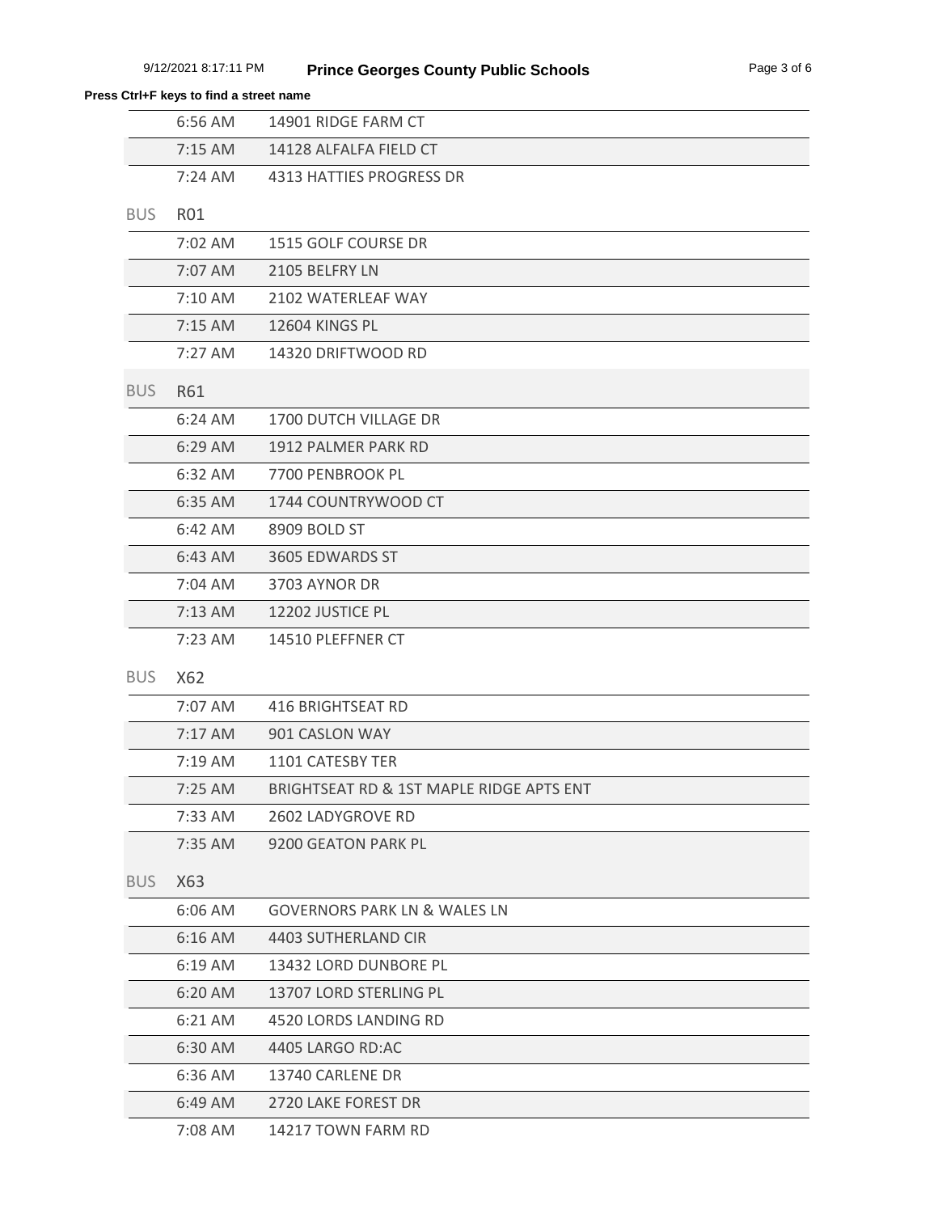**Press Ctrl+F keys to find a street name**

| | |
|---|---|
| 6:56 AM | 14901 RIDGE FARM CT |
| 7:15 AM | 14128 ALFALFA FIELD CT |
| 7:24 AM | 4313 HATTIES PROGRESS DR |

BUS R01

| | |
|---|---|
| 7:02 AM | 1515 GOLF COURSE DR |
| 7:07 AM | 2105 BELFRY LN |
| 7:10 AM | 2102 WATERLEAF WAY |
| 7:15 AM | 12604 KINGS PL |
| 7:27 AM | 14320 DRIFTWOOD RD |

BUS R61

| | |
|---|---|
| 6:24 AM | 1700 DUTCH VILLAGE DR |
| 6:29 AM | 1912 PALMER PARK RD |
| 6:32 AM | 7700 PENBROOK PL |
| 6:35 AM | 1744 COUNTRYWOOD CT |
| 6:42 AM | 8909 BOLD ST |
| 6:43 AM | 3605 EDWARDS ST |
| 7:04 AM | 3703 AYNOR DR |
| 7:13 AM | 12202 JUSTICE PL |
| 7:23 AM | 14510 PLEFFNER CT |

BUS X62

| | |
|---|---|
| 7:07 AM | 416 BRIGHTSEAT RD |
| 7:17 AM | 901 CASLON WAY |
| 7:19 AM | 1101 CATESBY TER |
| 7:25 AM | BRIGHTSEAT RD & 1ST MAPLE RIDGE APTS ENT |
| 7:33 AM | 2602 LADYGROVE RD |
| 7:35 AM | 9200 GEATON PARK PL |

BUS X63

| | |
|---|---|
| 6:06 AM | GOVERNORS PARK LN & WALES LN |
| 6:16 AM | 4403 SUTHERLAND CIR |
| 6:19 AM | 13432 LORD DUNBORE PL |
| 6:20 AM | 13707 LORD STERLING PL |
| 6:21 AM | 4520 LORDS LANDING RD |
| 6:30 AM | 4405 LARGO RD:AC |
| 6:36 AM | 13740 CARLENE DR |
| 6:49 AM | 2720 LAKE FOREST DR |
| 7:08 AM | 14217 TOWN FARM RD |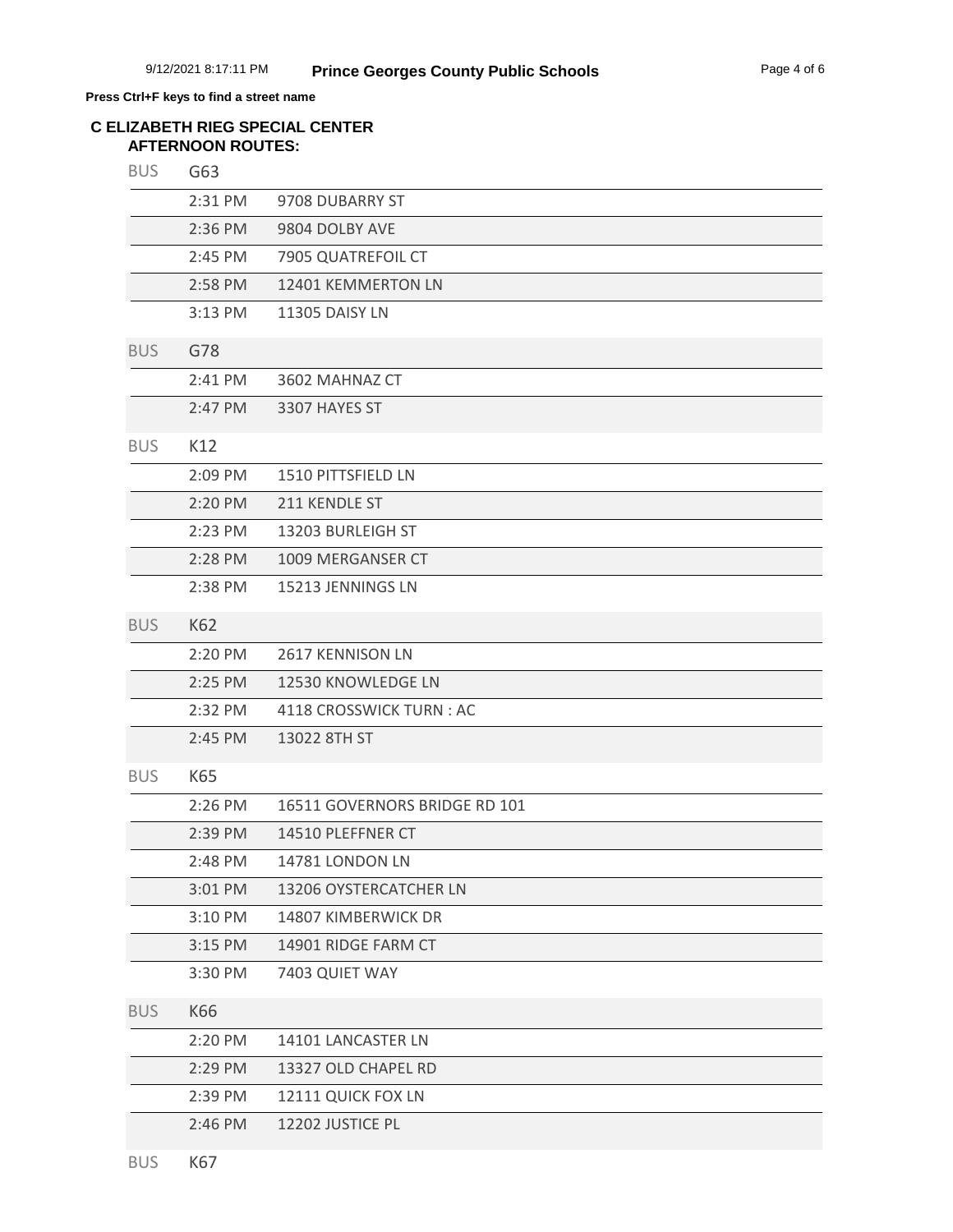**Press Ctrl+F keys to find a street name**

## C ELIZABETH RIEG SPECIAL CENTER

### AFTERNOON ROUTES:

**BUS G63**

| Time | Address |
|---|---|
| 2:31 PM | 9708 DUBARRY ST |
| 2:36 PM | 9804 DOLBY AVE |
| 2:45 PM | 7905 QUATREFOIL CT |
| 2:58 PM | 12401 KEMMERTON LN |
| 3:13 PM | 11305 DAISY LN |

**BUS G78**

| Time | Address |
|---|---|
| 2:41 PM | 3602 MAHNAZ CT |
| 2:47 PM | 3307 HAYES ST |

**BUS K12**

| Time | Address |
|---|---|
| 2:09 PM | 1510 PITTSFIELD LN |
| 2:20 PM | 211 KENDLE ST |
| 2:23 PM | 13203 BURLEIGH ST |
| 2:28 PM | 1009 MERGANSER CT |
| 2:38 PM | 15213 JENNINGS LN |

**BUS K62**

| Time | Address |
|---|---|
| 2:20 PM | 2617 KENNISON LN |
| 2:25 PM | 12530 KNOWLEDGE LN |
| 2:32 PM | 4118 CROSSWICK TURN : AC |
| 2:45 PM | 13022 8TH ST |

**BUS K65**

| Time | Address |
|---|---|
| 2:26 PM | 16511 GOVERNORS BRIDGE RD 101 |
| 2:39 PM | 14510 PLEFFNER CT |
| 2:48 PM | 14781 LONDON LN |
| 3:01 PM | 13206 OYSTERCATCHER LN |
| 3:10 PM | 14807 KIMBERWICK DR |
| 3:15 PM | 14901 RIDGE FARM CT |
| 3:30 PM | 7403 QUIET WAY |

**BUS K66**

| Time | Address |
|---|---|
| 2:20 PM | 14101 LANCASTER LN |
| 2:29 PM | 13327 OLD CHAPEL RD |
| 2:39 PM | 12111 QUICK FOX LN |
| 2:46 PM | 12202 JUSTICE PL |

**BUS K67**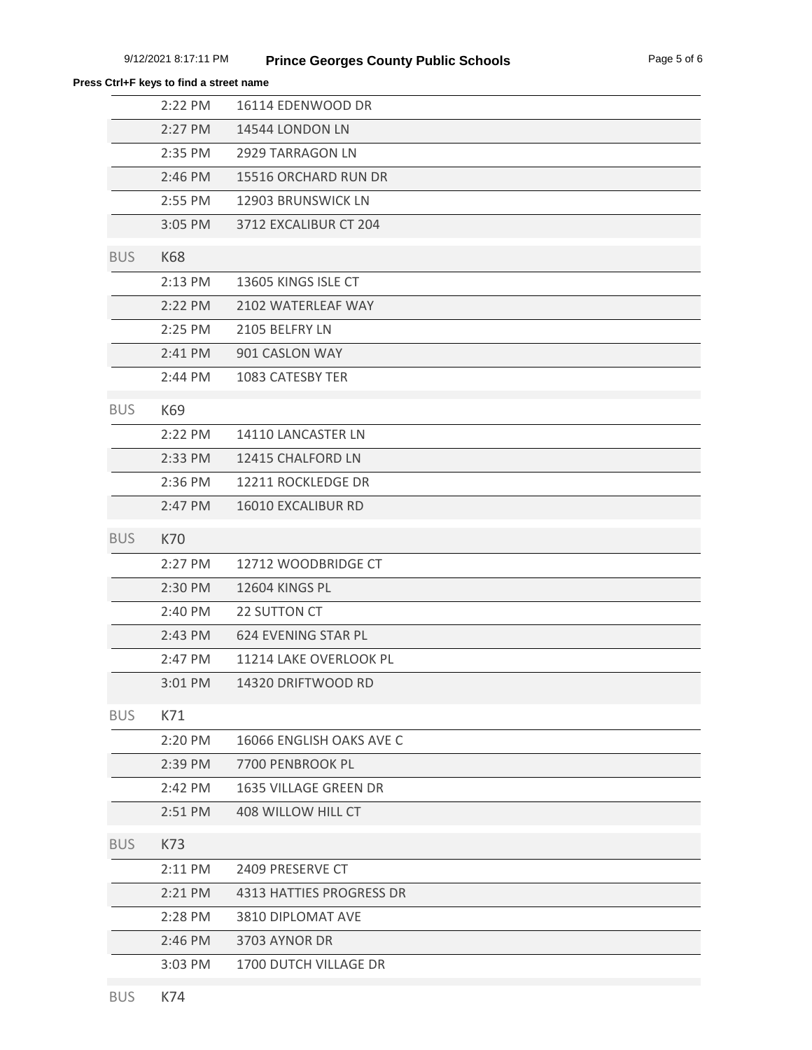**Press Ctrl+F keys to find a street name**

| | | |
|---|---|---|
| | 2:22 PM | 16114 EDENWOOD DR |
| | 2:27 PM | 14544 LONDON LN |
| | 2:35 PM | 2929 TARRAGON LN |
| | 2:46 PM | 15516 ORCHARD RUN DR |
| | 2:55 PM | 12903 BRUNSWICK LN |
| | 3:05 PM | 3712 EXCALIBUR CT 204 |
| BUS | K68 | |
| | 2:13 PM | 13605 KINGS ISLE CT |
| | 2:22 PM | 2102 WATERLEAF WAY |
| | 2:25 PM | 2105 BELFRY LN |
| | 2:41 PM | 901 CASLON WAY |
| | 2:44 PM | 1083 CATESBY TER |
| BUS | K69 | |
| | 2:22 PM | 14110 LANCASTER LN |
| | 2:33 PM | 12415 CHALFORD LN |
| | 2:36 PM | 12211 ROCKLEDGE DR |
| | 2:47 PM | 16010 EXCALIBUR RD |
| BUS | K70 | |
| | 2:27 PM | 12712 WOODBRIDGE CT |
| | 2:30 PM | 12604 KINGS PL |
| | 2:40 PM | 22 SUTTON CT |
| | 2:43 PM | 624 EVENING STAR PL |
| | 2:47 PM | 11214 LAKE OVERLOOK PL |
| | 3:01 PM | 14320 DRIFTWOOD RD |
| BUS | K71 | |
| | 2:20 PM | 16066 ENGLISH OAKS AVE C |
| | 2:39 PM | 7700 PENBROOK PL |
| | 2:42 PM | 1635 VILLAGE GREEN DR |
| | 2:51 PM | 408 WILLOW HILL CT |
| BUS | K73 | |
| | 2:11 PM | 2409 PRESERVE CT |
| | 2:21 PM | 4313 HATTIES PROGRESS DR |
| | 2:28 PM | 3810 DIPLOMAT AVE |
| | 2:46 PM | 3703 AYNOR DR |
| | 3:03 PM | 1700 DUTCH VILLAGE DR |
| BUS | K74 | |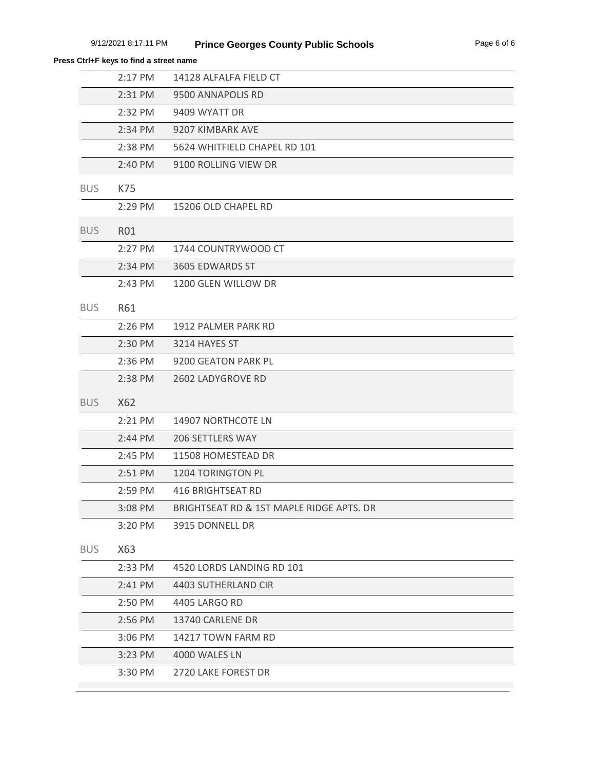**Press Ctrl+F keys to find a street name**

| | | |
|---|---|---|
| | 2:17 PM | 14128 ALFALFA FIELD CT |
| | 2:31 PM | 9500 ANNAPOLIS RD |
| | 2:32 PM | 9409 WYATT DR |
| | 2:34 PM | 9207 KIMBARK AVE |
| | 2:38 PM | 5624 WHITFIELD CHAPEL RD 101 |
| | 2:40 PM | 9100 ROLLING VIEW DR |
| BUS | K75 | |
| | 2:29 PM | 15206 OLD CHAPEL RD |
| BUS | R01 | |
| | 2:27 PM | 1744 COUNTRYWOOD CT |
| | 2:34 PM | 3605 EDWARDS ST |
| | 2:43 PM | 1200 GLEN WILLOW DR |
| BUS | R61 | |
| | 2:26 PM | 1912 PALMER PARK RD |
| | 2:30 PM | 3214 HAYES ST |
| | 2:36 PM | 9200 GEATON PARK PL |
| | 2:38 PM | 2602 LADYGROVE RD |
| BUS | X62 | |
| | 2:21 PM | 14907 NORTHCOTE LN |
| | 2:44 PM | 206 SETTLERS WAY |
| | 2:45 PM | 11508 HOMESTEAD DR |
| | 2:51 PM | 1204 TORINGTON PL |
| | 2:59 PM | 416 BRIGHTSEAT RD |
| | 3:08 PM | BRIGHTSEAT RD & 1ST MAPLE RIDGE APTS. DR |
| | 3:20 PM | 3915 DONNELL DR |
| BUS | X63 | |
| | 2:33 PM | 4520 LORDS LANDING RD 101 |
| | 2:41 PM | 4403 SUTHERLAND CIR |
| | 2:50 PM | 4405 LARGO RD |
| | 2:56 PM | 13740 CARLENE DR |
| | 3:06 PM | 14217 TOWN FARM RD |
| | 3:23 PM | 4000 WALES LN |
| | 3:30 PM | 2720 LAKE FOREST DR |